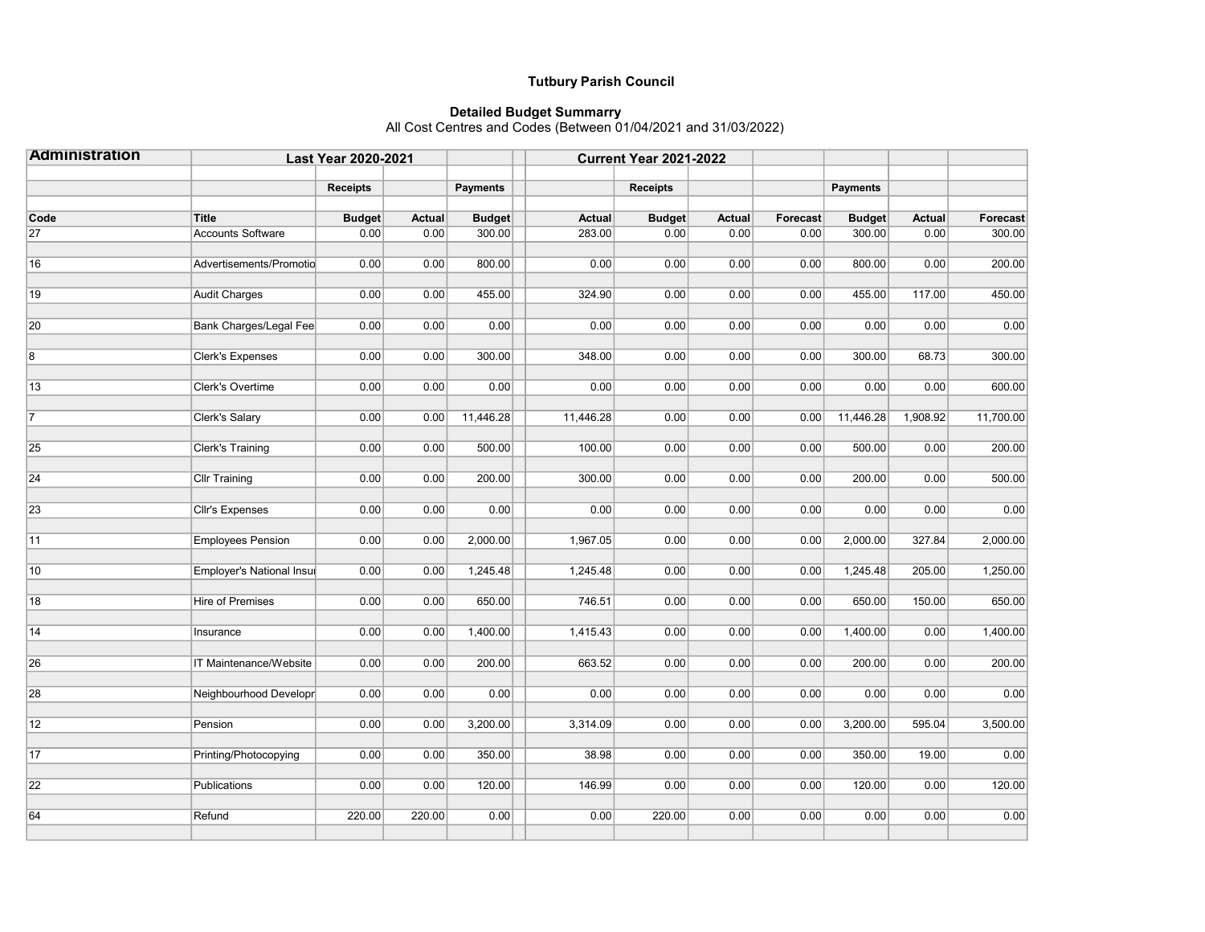# Tutbury Parish Council

## Detailed Budget Summarry

All Cost Centres and Codes (Between 01/04/2021 and 31/03/2022)

| Administration | | Last Year 2020-2021 | | | | Current Year 2021-2022 | | | | | |
|---|---|---|---|---|---|---|---|---|---|---|---|
| | | Receipts | | Payments | | Receipts | | | Payments | | |
| Code | Title | Budget | Actual | Budget | Actual | Budget | Actual | Forecast | Budget | Actual | Forecast |
| 27 | Accounts Software | 0.00 | 0.00 | 300.00 | 283.00 | 0.00 | 0.00 | 0.00 | 300.00 | 0.00 | 300.00 |
| 16 | Advertisements/Promotio | 0.00 | 0.00 | 800.00 | 0.00 | 0.00 | 0.00 | 0.00 | 800.00 | 0.00 | 200.00 |
| 19 | Audit Charges | 0.00 | 0.00 | 455.00 | 324.90 | 0.00 | 0.00 | 0.00 | 455.00 | 117.00 | 450.00 |
| 20 | Bank Charges/Legal Fee | 0.00 | 0.00 | 0.00 | 0.00 | 0.00 | 0.00 | 0.00 | 0.00 | 0.00 | 0.00 |
| 8 | Clerk's Expenses | 0.00 | 0.00 | 300.00 | 348.00 | 0.00 | 0.00 | 0.00 | 300.00 | 68.73 | 300.00 |
| 13 | Clerk's Overtime | 0.00 | 0.00 | 0.00 | 0.00 | 0.00 | 0.00 | 0.00 | 0.00 | 0.00 | 600.00 |
| 7 | Clerk's Salary | 0.00 | 0.00 | 11,446.28 | 11,446.28 | 0.00 | 0.00 | 0.00 | 11,446.28 | 1,908.92 | 11,700.00 |
| 25 | Clerk's Training | 0.00 | 0.00 | 500.00 | 100.00 | 0.00 | 0.00 | 0.00 | 500.00 | 0.00 | 200.00 |
| 24 | Cllr Training | 0.00 | 0.00 | 200.00 | 300.00 | 0.00 | 0.00 | 0.00 | 200.00 | 0.00 | 500.00 |
| 23 | Cllr's Expenses | 0.00 | 0.00 | 0.00 | 0.00 | 0.00 | 0.00 | 0.00 | 0.00 | 0.00 | 0.00 |
| 11 | Employees Pension | 0.00 | 0.00 | 2,000.00 | 1,967.05 | 0.00 | 0.00 | 0.00 | 2,000.00 | 327.84 | 2,000.00 |
| 10 | Employer's National Insu | 0.00 | 0.00 | 1,245.48 | 1,245.48 | 0.00 | 0.00 | 0.00 | 1,245.48 | 205.00 | 1,250.00 |
| 18 | Hire of Premises | 0.00 | 0.00 | 650.00 | 746.51 | 0.00 | 0.00 | 0.00 | 650.00 | 150.00 | 650.00 |
| 14 | Insurance | 0.00 | 0.00 | 1,400.00 | 1,415.43 | 0.00 | 0.00 | 0.00 | 1,400.00 | 0.00 | 1,400.00 |
| 26 | IT Maintenance/Website | 0.00 | 0.00 | 200.00 | 663.52 | 0.00 | 0.00 | 0.00 | 200.00 | 0.00 | 200.00 |
| 28 | Neighbourhood Developr | 0.00 | 0.00 | 0.00 | 0.00 | 0.00 | 0.00 | 0.00 | 0.00 | 0.00 | 0.00 |
| 12 | Pension | 0.00 | 0.00 | 3,200.00 | 3,314.09 | 0.00 | 0.00 | 0.00 | 3,200.00 | 595.04 | 3,500.00 |
| 17 | Printing/Photocopying | 0.00 | 0.00 | 350.00 | 38.98 | 0.00 | 0.00 | 0.00 | 350.00 | 19.00 | 0.00 |
| 22 | Publications | 0.00 | 0.00 | 120.00 | 146.99 | 0.00 | 0.00 | 0.00 | 120.00 | 0.00 | 120.00 |
| 64 | Refund | 220.00 | 220.00 | 0.00 | 0.00 | 220.00 | 0.00 | 0.00 | 0.00 | 0.00 | 0.00 |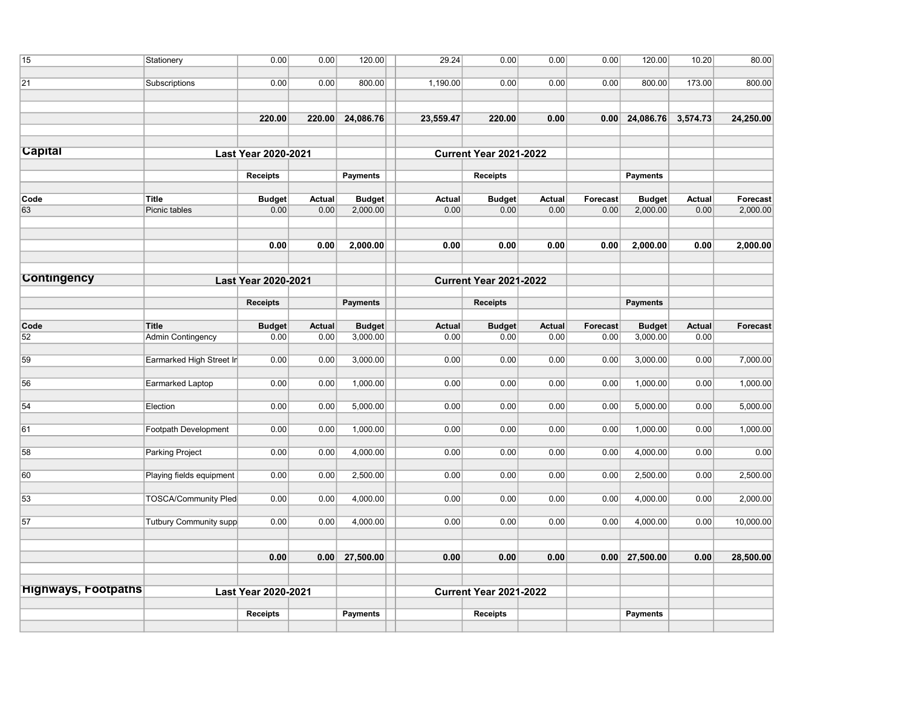| 15 | Stationery | 0.00 | 0.00 | 120.00 | 29.24 | 0.00 | 0.00 | 0.00 | 120.00 | 10.20 | 80.00 |
|---|---|---|---|---|---|---|---|---|---|---|---|
| 21 | Subscriptions | 0.00 | 0.00 | 800.00 | 1,190.00 | 0.00 | 0.00 | 0.00 | 800.00 | 173.00 | 800.00 |
| | | **220.00** | **220.00** | **24,086.76** | **23,559.47** | **220.00** | **0.00** | **0.00** | **24,086.76** | **3,574.73** | **24,250.00** |

## Capital

| | | Last Year 2020-2021 | | | Current Year 2021-2022 | | | | | | |
|---|---|---|---|---|---|---|---|---|---|---|---|
| | | Receipts | | Payments | | Receipts | | | Payments | | |
| **Code** | **Title** | **Budget** | **Actual** | **Budget** | **Actual** | **Budget** | **Actual** | **Forecast** | **Budget** | **Actual** | **Forecast** |
| 63 | Picnic tables | 0.00 | 0.00 | 2,000.00 | 0.00 | 0.00 | 0.00 | 0.00 | 2,000.00 | 0.00 | 2,000.00 |
| | | **0.00** | **0.00** | **2,000.00** | **0.00** | **0.00** | **0.00** | **0.00** | **2,000.00** | **0.00** | **2,000.00** |

## Contingency

| | | Last Year 2020-2021 | | | Current Year 2021-2022 | | | | | | |
|---|---|---|---|---|---|---|---|---|---|---|---|
| | | Receipts | | Payments | | Receipts | | | Payments | | |
| **Code** | **Title** | **Budget** | **Actual** | **Budget** | **Actual** | **Budget** | **Actual** | **Forecast** | **Budget** | **Actual** | **Forecast** |
| 52 | Admin Contingency | 0.00 | 0.00 | 3,000.00 | 0.00 | 0.00 | 0.00 | 0.00 | 3,000.00 | 0.00 | |
| 59 | Earmarked High Street Ir | 0.00 | 0.00 | 3,000.00 | 0.00 | 0.00 | 0.00 | 0.00 | 3,000.00 | 0.00 | 7,000.00 |
| 56 | Earmarked Laptop | 0.00 | 0.00 | 1,000.00 | 0.00 | 0.00 | 0.00 | 0.00 | 1,000.00 | 0.00 | 1,000.00 |
| 54 | Election | 0.00 | 0.00 | 5,000.00 | 0.00 | 0.00 | 0.00 | 0.00 | 5,000.00 | 0.00 | 5,000.00 |
| 61 | Footpath Development | 0.00 | 0.00 | 1,000.00 | 0.00 | 0.00 | 0.00 | 0.00 | 1,000.00 | 0.00 | 1,000.00 |
| 58 | Parking Project | 0.00 | 0.00 | 4,000.00 | 0.00 | 0.00 | 0.00 | 0.00 | 4,000.00 | 0.00 | 0.00 |
| 60 | Playing fields equipment | 0.00 | 0.00 | 2,500.00 | 0.00 | 0.00 | 0.00 | 0.00 | 2,500.00 | 0.00 | 2,500.00 |
| 53 | TOSCA/Community Pled | 0.00 | 0.00 | 4,000.00 | 0.00 | 0.00 | 0.00 | 0.00 | 4,000.00 | 0.00 | 2,000.00 |
| 57 | Tutbury Community supp | 0.00 | 0.00 | 4,000.00 | 0.00 | 0.00 | 0.00 | 0.00 | 4,000.00 | 0.00 | 10,000.00 |
| | | **0.00** | **0.00** | **27,500.00** | **0.00** | **0.00** | **0.00** | **0.00** | **27,500.00** | **0.00** | **28,500.00** |

## Highways, Footpaths

| | | Last Year 2020-2021 | | | Current Year 2021-2022 | | | | | | |
|---|---|---|---|---|---|---|---|---|---|---|---|
| | | Receipts | | Payments | | Receipts | | | Payments | | |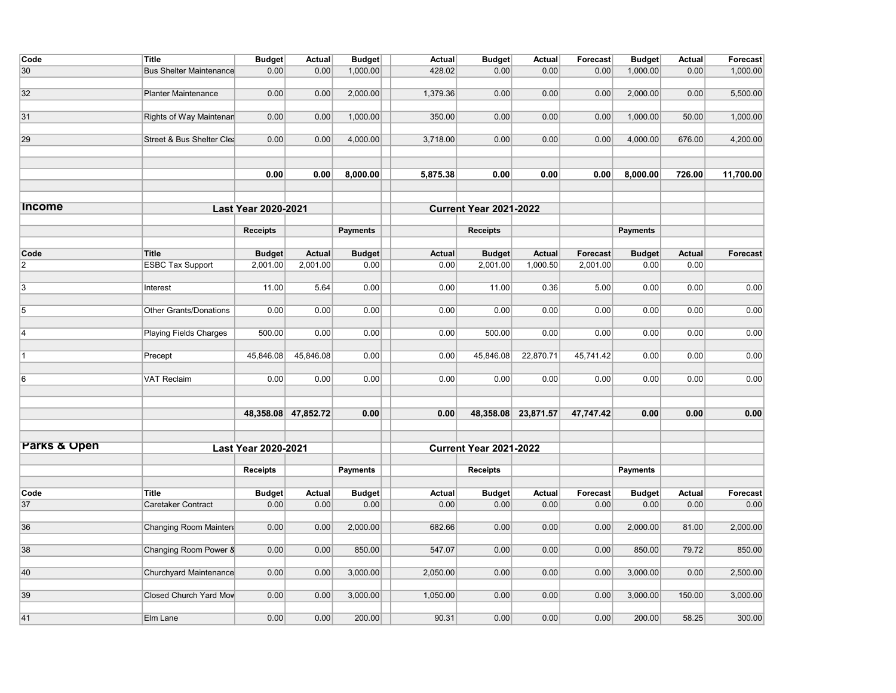| Code | Title | Budget | Actual | Budget | | Actual | Budget | Actual | Forecast | Budget | Actual | Forecast |
|---|---|---|---|---|---|---|---|---|---|---|---|---|
| 30 | Bus Shelter Maintenance | 0.00 | 0.00 | 1,000.00 | | 428.02 | 0.00 | 0.00 | 0.00 | 1,000.00 | 0.00 | 1,000.00 |
| 32 | Planter Maintenance | 0.00 | 0.00 | 2,000.00 | | 1,379.36 | 0.00 | 0.00 | 0.00 | 2,000.00 | 0.00 | 5,500.00 |
| 31 | Rights of Way Maintenan | 0.00 | 0.00 | 1,000.00 | | 350.00 | 0.00 | 0.00 | 0.00 | 1,000.00 | 50.00 | 1,000.00 |
| 29 | Street & Bus Shelter Clea | 0.00 | 0.00 | 4,000.00 | | 3,718.00 | 0.00 | 0.00 | 0.00 | 4,000.00 | 676.00 | 4,200.00 |
| | | **0.00** | **0.00** | **8,000.00** | | **5,875.38** | **0.00** | **0.00** | **0.00** | **8,000.00** | **726.00** | **11,700.00** |

## Income

| | Last Year 2020-2021 | | | | | Current Year 2021-2022 | | | | | | |
|---|---|---|---|---|---|---|---|---|---|---|---|---|
| | | Receipts | | Payments | | | Receipts | | | Payments | | |
| **Code** | **Title** | **Budget** | **Actual** | **Budget** | | **Actual** | **Budget** | **Actual** | **Forecast** | **Budget** | **Actual** | **Forecast** |
| 2 | ESBC Tax Support | 2,001.00 | 2,001.00 | 0.00 | | 0.00 | 2,001.00 | 1,000.50 | 2,001.00 | 0.00 | 0.00 | |
| 3 | Interest | 11.00 | 5.64 | 0.00 | | 0.00 | 11.00 | 0.36 | 5.00 | 0.00 | 0.00 | 0.00 |
| 5 | Other Grants/Donations | 0.00 | 0.00 | 0.00 | | 0.00 | 0.00 | 0.00 | 0.00 | 0.00 | 0.00 | 0.00 |
| 4 | Playing Fields Charges | 500.00 | 0.00 | 0.00 | | 0.00 | 500.00 | 0.00 | 0.00 | 0.00 | 0.00 | 0.00 |
| 1 | Precept | 45,846.08 | 45,846.08 | 0.00 | | 0.00 | 45,846.08 | 22,870.71 | 45,741.42 | 0.00 | 0.00 | 0.00 |
| 6 | VAT Reclaim | 0.00 | 0.00 | 0.00 | | 0.00 | 0.00 | 0.00 | 0.00 | 0.00 | 0.00 | 0.00 |
| | | **48,358.08** | **47,852.72** | **0.00** | | **0.00** | **48,358.08** | **23,871.57** | **47,747.42** | **0.00** | **0.00** | **0.00** |

## Parks & Open

| | Last Year 2020-2021 | | | | | Current Year 2021-2022 | | | | | | |
|---|---|---|---|---|---|---|---|---|---|---|---|---|
| | | Receipts | | Payments | | | Receipts | | | Payments | | |
| **Code** | **Title** | **Budget** | **Actual** | **Budget** | | **Actual** | **Budget** | **Actual** | **Forecast** | **Budget** | **Actual** | **Forecast** |
| 37 | Caretaker Contract | 0.00 | 0.00 | 0.00 | | 0.00 | 0.00 | 0.00 | 0.00 | 0.00 | 0.00 | 0.00 |
| 36 | Changing Room Mainten | 0.00 | 0.00 | 2,000.00 | | 682.66 | 0.00 | 0.00 | 0.00 | 2,000.00 | 81.00 | 2,000.00 |
| 38 | Changing Room Power & | 0.00 | 0.00 | 850.00 | | 547.07 | 0.00 | 0.00 | 0.00 | 850.00 | 79.72 | 850.00 |
| 40 | Churchyard Maintenance | 0.00 | 0.00 | 3,000.00 | | 2,050.00 | 0.00 | 0.00 | 0.00 | 3,000.00 | 0.00 | 2,500.00 |
| 39 | Closed Church Yard Mow | 0.00 | 0.00 | 3,000.00 | | 1,050.00 | 0.00 | 0.00 | 0.00 | 3,000.00 | 150.00 | 3,000.00 |
| 41 | Elm Lane | 0.00 | 0.00 | 200.00 | | 90.31 | 0.00 | 0.00 | 0.00 | 200.00 | 58.25 | 300.00 |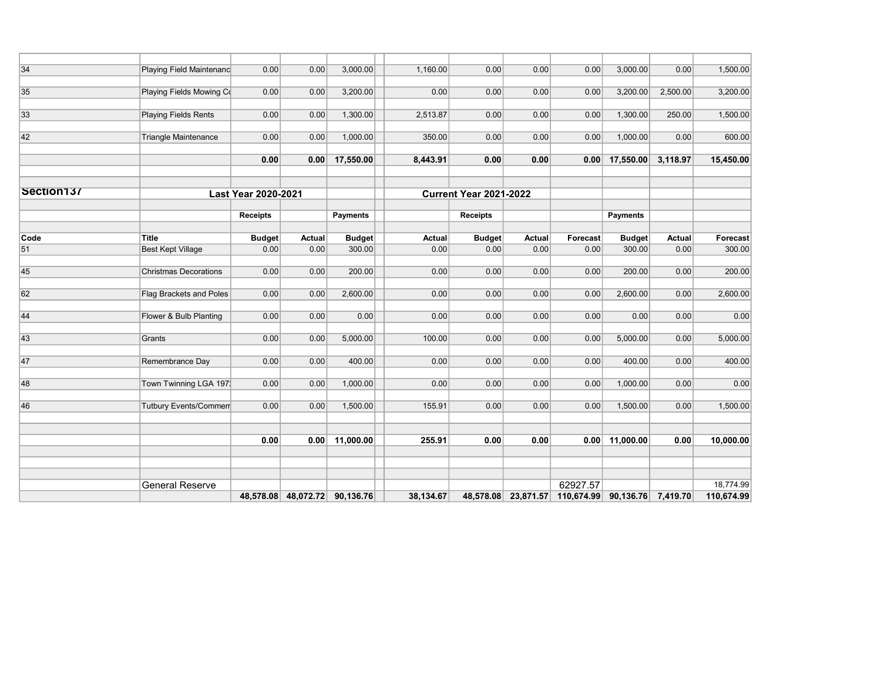| | | | | | | | | | | | |
|---|---|---|---|---|---|---|---|---|---|---|---|
| 34 | Playing Field Maintenanc | 0.00 | 0.00 | 3,000.00 | 1,160.00 | 0.00 | 0.00 | 0.00 | 3,000.00 | 0.00 | 1,500.00 |
| 35 | Playing Fields Mowing Co | 0.00 | 0.00 | 3,200.00 | 0.00 | 0.00 | 0.00 | 0.00 | 3,200.00 | 2,500.00 | 3,200.00 |
| 33 | Playing Fields Rents | 0.00 | 0.00 | 1,300.00 | 2,513.87 | 0.00 | 0.00 | 0.00 | 1,300.00 | 250.00 | 1,500.00 |
| 42 | Triangle Maintenance | 0.00 | 0.00 | 1,000.00 | 350.00 | 0.00 | 0.00 | 0.00 | 1,000.00 | 0.00 | 600.00 |
| | | **0.00** | **0.00** | **17,550.00** | **8,443.91** | **0.00** | **0.00** | **0.00** | **17,550.00** | **3,118.97** | **15,450.00** |

| **Section137** | **Last Year 2020-2021** | | | | **Current Year 2021-2022** | | | | | | |
|---|---|---|---|---|---|---|---|---|---|---|---|
| | | **Receipts** | | **Payments** | | **Receipts** | | | **Payments** | | |
| **Code** | **Title** | **Budget** | **Actual** | **Budget** | **Actual** | **Budget** | **Actual** | **Forecast** | **Budget** | **Actual** | **Forecast** |
| 51 | Best Kept Village | 0.00 | 0.00 | 300.00 | 0.00 | 0.00 | 0.00 | 0.00 | 300.00 | 0.00 | 300.00 |
| 45 | Christmas Decorations | 0.00 | 0.00 | 200.00 | 0.00 | 0.00 | 0.00 | 0.00 | 200.00 | 0.00 | 200.00 |
| 62 | Flag Brackets and Poles | 0.00 | 0.00 | 2,600.00 | 0.00 | 0.00 | 0.00 | 0.00 | 2,600.00 | 0.00 | 2,600.00 |
| 44 | Flower & Bulb Planting | 0.00 | 0.00 | 0.00 | 0.00 | 0.00 | 0.00 | 0.00 | 0.00 | 0.00 | 0.00 |
| 43 | Grants | 0.00 | 0.00 | 5,000.00 | 100.00 | 0.00 | 0.00 | 0.00 | 5,000.00 | 0.00 | 5,000.00 |
| 47 | Remembrance Day | 0.00 | 0.00 | 400.00 | 0.00 | 0.00 | 0.00 | 0.00 | 400.00 | 0.00 | 400.00 |
| 48 | Town Twinning LGA 197 | 0.00 | 0.00 | 1,000.00 | 0.00 | 0.00 | 0.00 | 0.00 | 1,000.00 | 0.00 | 0.00 |
| 46 | Tutbury Events/Commem | 0.00 | 0.00 | 1,500.00 | 155.91 | 0.00 | 0.00 | 0.00 | 1,500.00 | 0.00 | 1,500.00 |
| | | **0.00** | **0.00** | **11,000.00** | **255.91** | **0.00** | **0.00** | **0.00** | **11,000.00** | **0.00** | **10,000.00** |
| | General Reserve | | | | | | | 62927.57 | | | 18,774.99 |
| | | **48,578.08** | **48,072.72** | **90,136.76** | **38,134.67** | **48,578.08** | **23,871.57** | **110,674.99** | **90,136.76** | **7,419.70** | **110,674.99** |